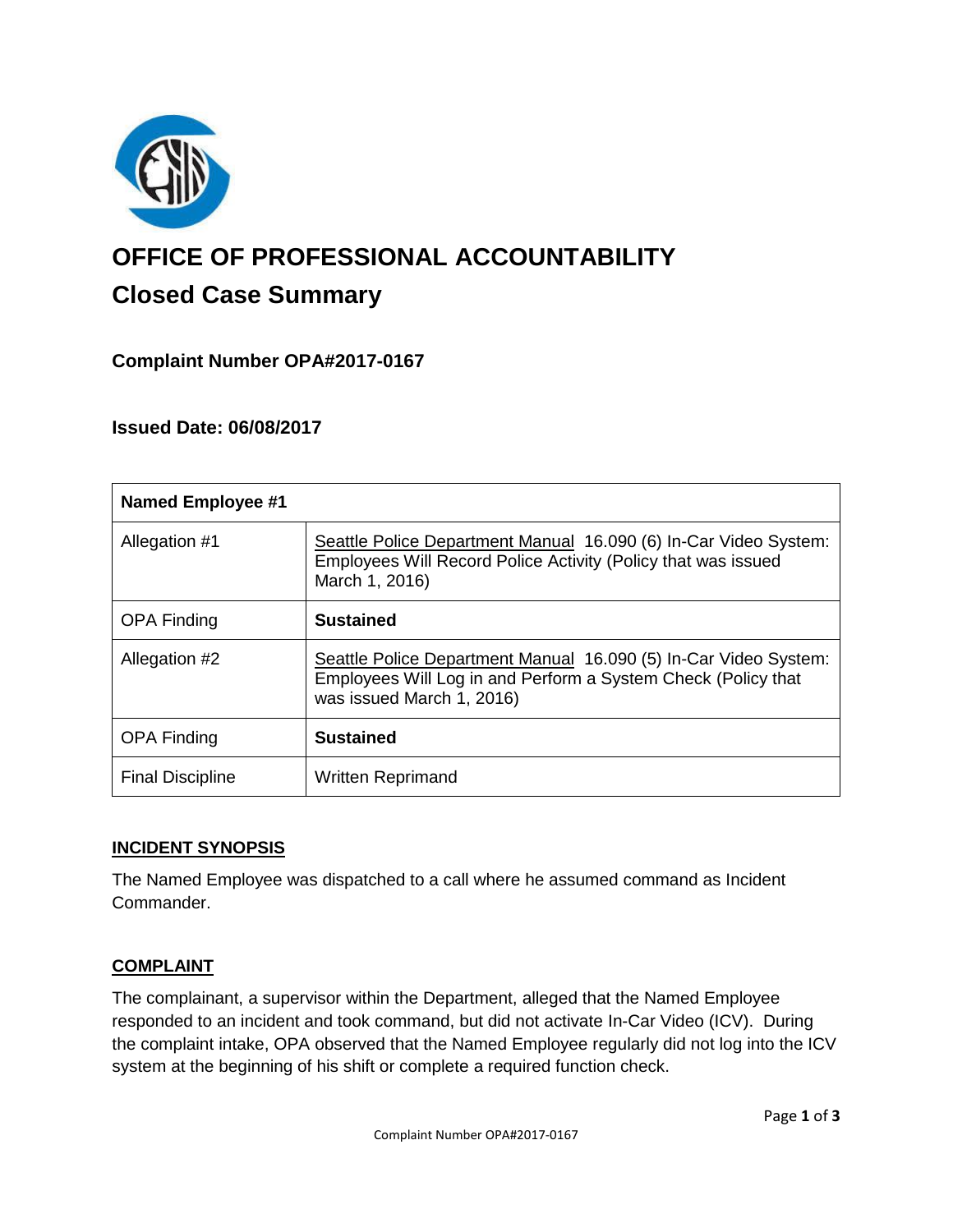# OFFICE OF PROFESSIONAL ACCOUNTABILITY

## Closed Case Summary

### Complaint Number OPA#2017-0167

### Issued Date: 06/08/2017

| Named Employee #1 | |
|---|---|
| Allegation #1 | Seattle Police Department Manual 16.090 (6) In-Car Video System: Employees Will Record Police Activity (Policy that was issued March 1, 2016) |
| OPA Finding | **Sustained** |
| Allegation #2 | Seattle Police Department Manual 16.090 (5) In-Car Video System: Employees Will Log in and Perform a System Check (Policy that was issued March 1, 2016) |
| OPA Finding | **Sustained** |
| Final Discipline | Written Reprimand |

## INCIDENT SYNOPSIS

The Named Employee was dispatched to a call where he assumed command as Incident Commander.

## COMPLAINT

The complainant, a supervisor within the Department, alleged that the Named Employee responded to an incident and took command, but did not activate In-Car Video (ICV). During the complaint intake, OPA observed that the Named Employee regularly did not log into the ICV system at the beginning of his shift or complete a required function check.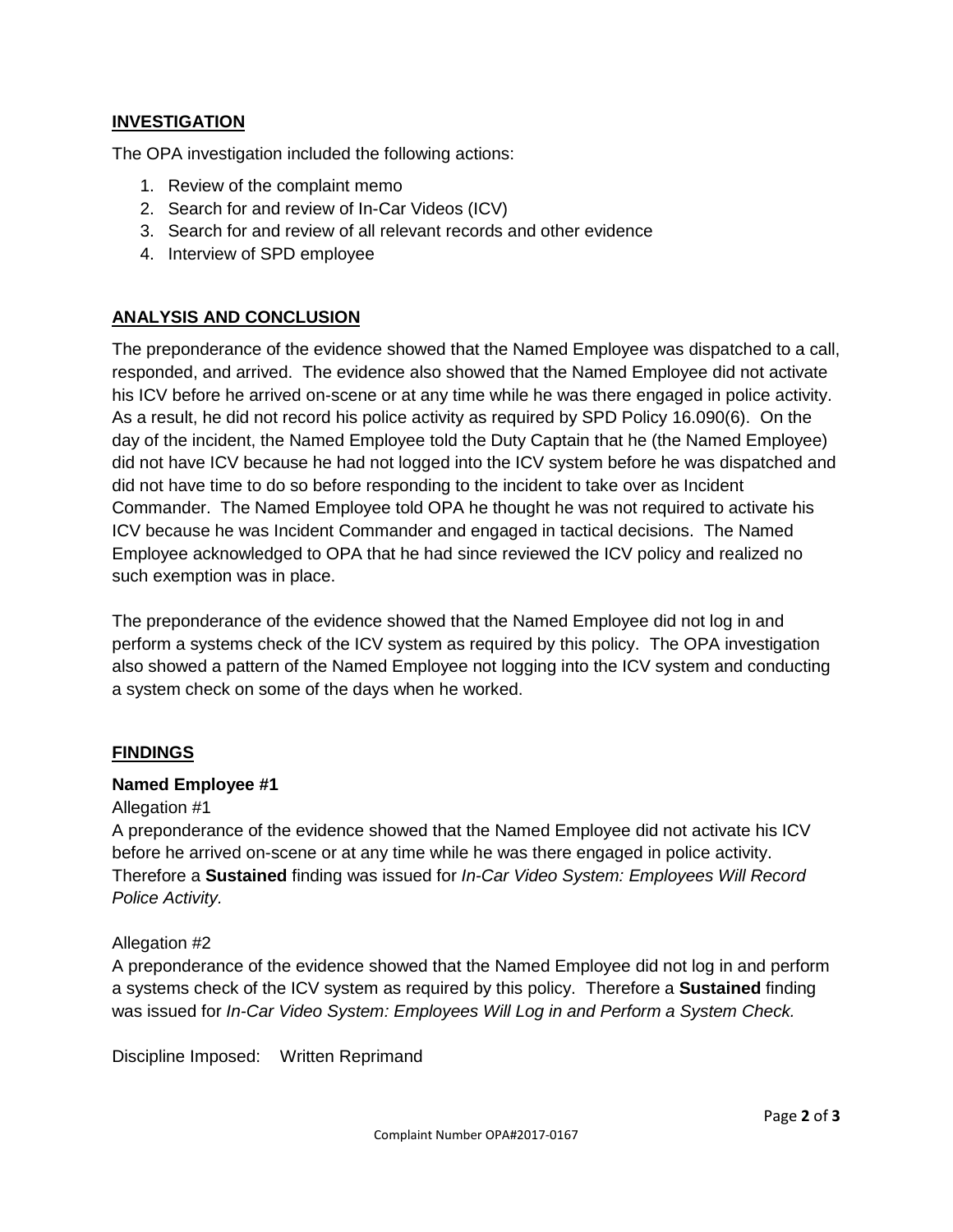## INVESTIGATION

The OPA investigation included the following actions:

1. Review of the complaint memo
2. Search for and review of In-Car Videos (ICV)
3. Search for and review of all relevant records and other evidence
4. Interview of SPD employee

## ANALYSIS AND CONCLUSION

The preponderance of the evidence showed that the Named Employee was dispatched to a call, responded, and arrived. The evidence also showed that the Named Employee did not activate his ICV before he arrived on-scene or at any time while he was there engaged in police activity. As a result, he did not record his police activity as required by SPD Policy 16.090(6). On the day of the incident, the Named Employee told the Duty Captain that he (the Named Employee) did not have ICV because he had not logged into the ICV system before he was dispatched and did not have time to do so before responding to the incident to take over as Incident Commander. The Named Employee told OPA he thought he was not required to activate his ICV because he was Incident Commander and engaged in tactical decisions. The Named Employee acknowledged to OPA that he had since reviewed the ICV policy and realized no such exemption was in place.

The preponderance of the evidence showed that the Named Employee did not log in and perform a systems check of the ICV system as required by this policy. The OPA investigation also showed a pattern of the Named Employee not logging into the ICV system and conducting a system check on some of the days when he worked.

## FINDINGS

**Named Employee #1**

Allegation #1

A preponderance of the evidence showed that the Named Employee did not activate his ICV before he arrived on-scene or at any time while he was there engaged in police activity. Therefore a **Sustained** finding was issued for *In-Car Video System: Employees Will Record Police Activity.*

Allegation #2

A preponderance of the evidence showed that the Named Employee did not log in and perform a systems check of the ICV system as required by this policy. Therefore a **Sustained** finding was issued for *In-Car Video System: Employees Will Log in and Perform a System Check.*

Discipline Imposed: Written Reprimand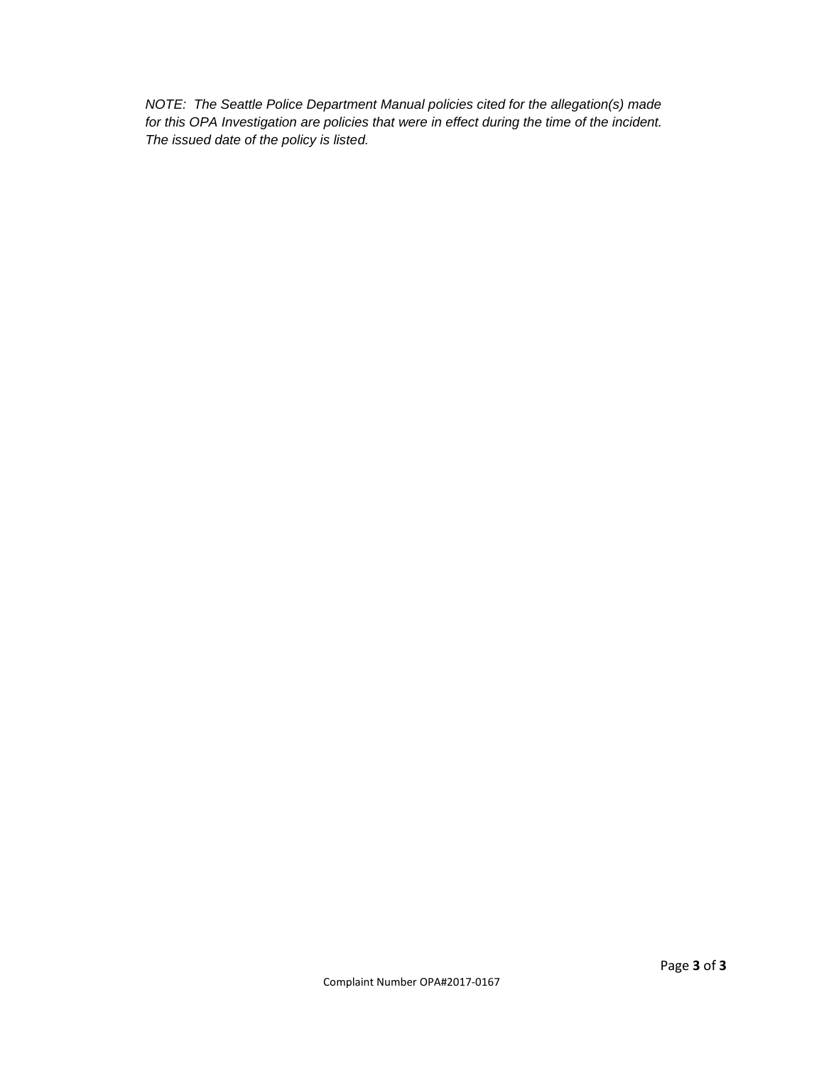*NOTE: The Seattle Police Department Manual policies cited for the allegation(s) made for this OPA Investigation are policies that were in effect during the time of the incident. The issued date of the policy is listed.*